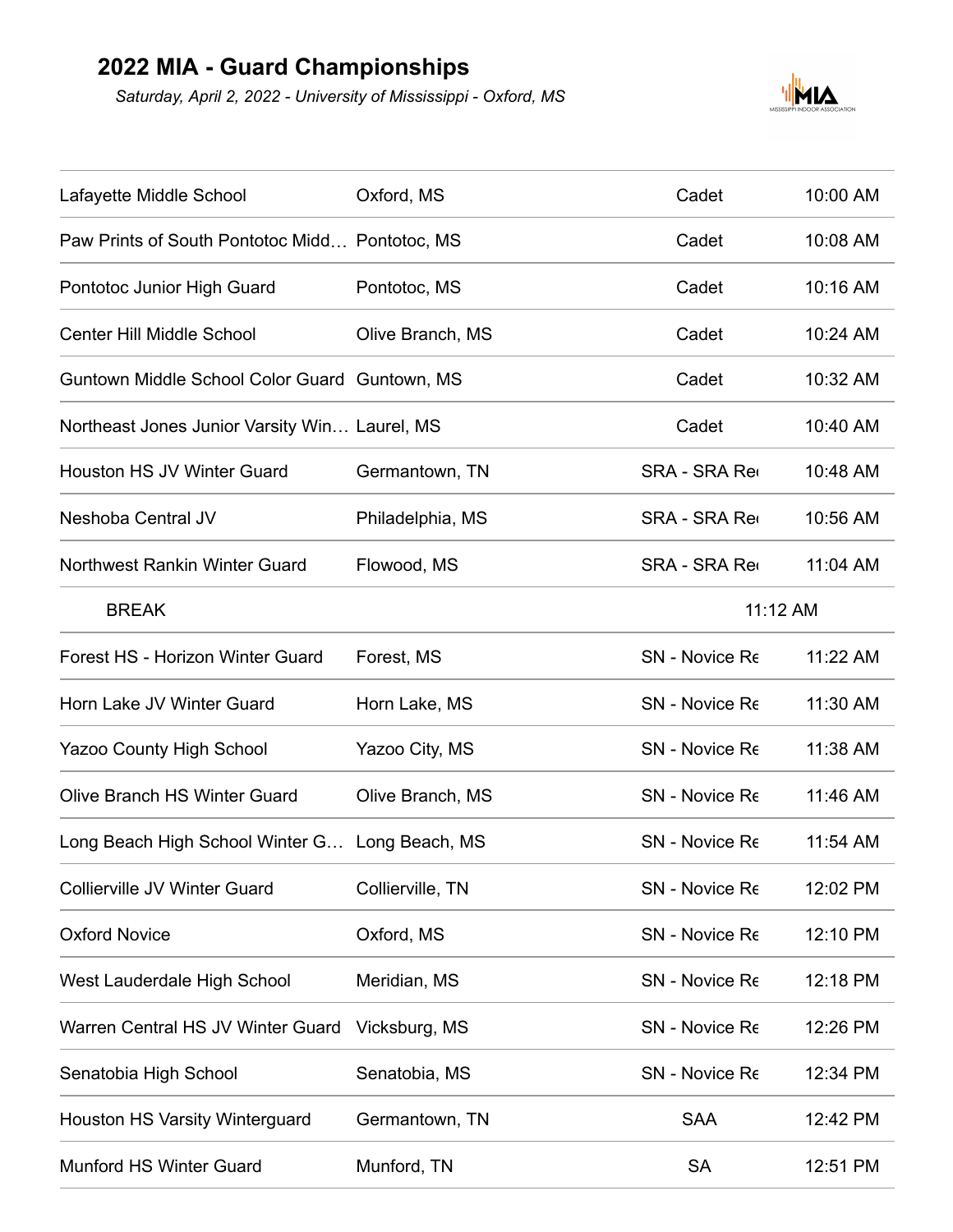# 2022 MIA - Guard Championships

*Saturday, April 2, 2022 - University of Mississippi - Oxford, MS*

| | | | |
|---|---|---|---|
| Lafayette Middle School | Oxford, MS | Cadet | 10:00 AM |
| Paw Prints of South Pontotoc Midd… | Pontotoc, MS | Cadet | 10:08 AM |
| Pontotoc Junior High Guard | Pontotoc, MS | Cadet | 10:16 AM |
| Center Hill Middle School | Olive Branch, MS | Cadet | 10:24 AM |
| Guntown Middle School Color Guard | Guntown, MS | Cadet | 10:32 AM |
| Northeast Jones Junior Varsity Win… | Laurel, MS | Cadet | 10:40 AM |
| Houston HS JV Winter Guard | Germantown, TN | SRA - SRA Re | 10:48 AM |
| Neshoba Central JV | Philadelphia, MS | SRA - SRA Re | 10:56 AM |
| Northwest Rankin Winter Guard | Flowood, MS | SRA - SRA Re | 11:04 AM |
| BREAK | | 11:12 AM | |
| Forest HS - Horizon Winter Guard | Forest, MS | SN - Novice Re | 11:22 AM |
| Horn Lake JV Winter Guard | Horn Lake, MS | SN - Novice Re | 11:30 AM |
| Yazoo County High School | Yazoo City, MS | SN - Novice Re | 11:38 AM |
| Olive Branch HS Winter Guard | Olive Branch, MS | SN - Novice Re | 11:46 AM |
| Long Beach High School Winter G… | Long Beach, MS | SN - Novice Re | 11:54 AM |
| Collierville JV Winter Guard | Collierville, TN | SN - Novice Re | 12:02 PM |
| Oxford Novice | Oxford, MS | SN - Novice Re | 12:10 PM |
| West Lauderdale High School | Meridian, MS | SN - Novice Re | 12:18 PM |
| Warren Central HS JV Winter Guard | Vicksburg, MS | SN - Novice Re | 12:26 PM |
| Senatobia High School | Senatobia, MS | SN - Novice Re | 12:34 PM |
| Houston HS Varsity Winterguard | Germantown, TN | SAA | 12:42 PM |
| Munford HS Winter Guard | Munford, TN | SA | 12:51 PM |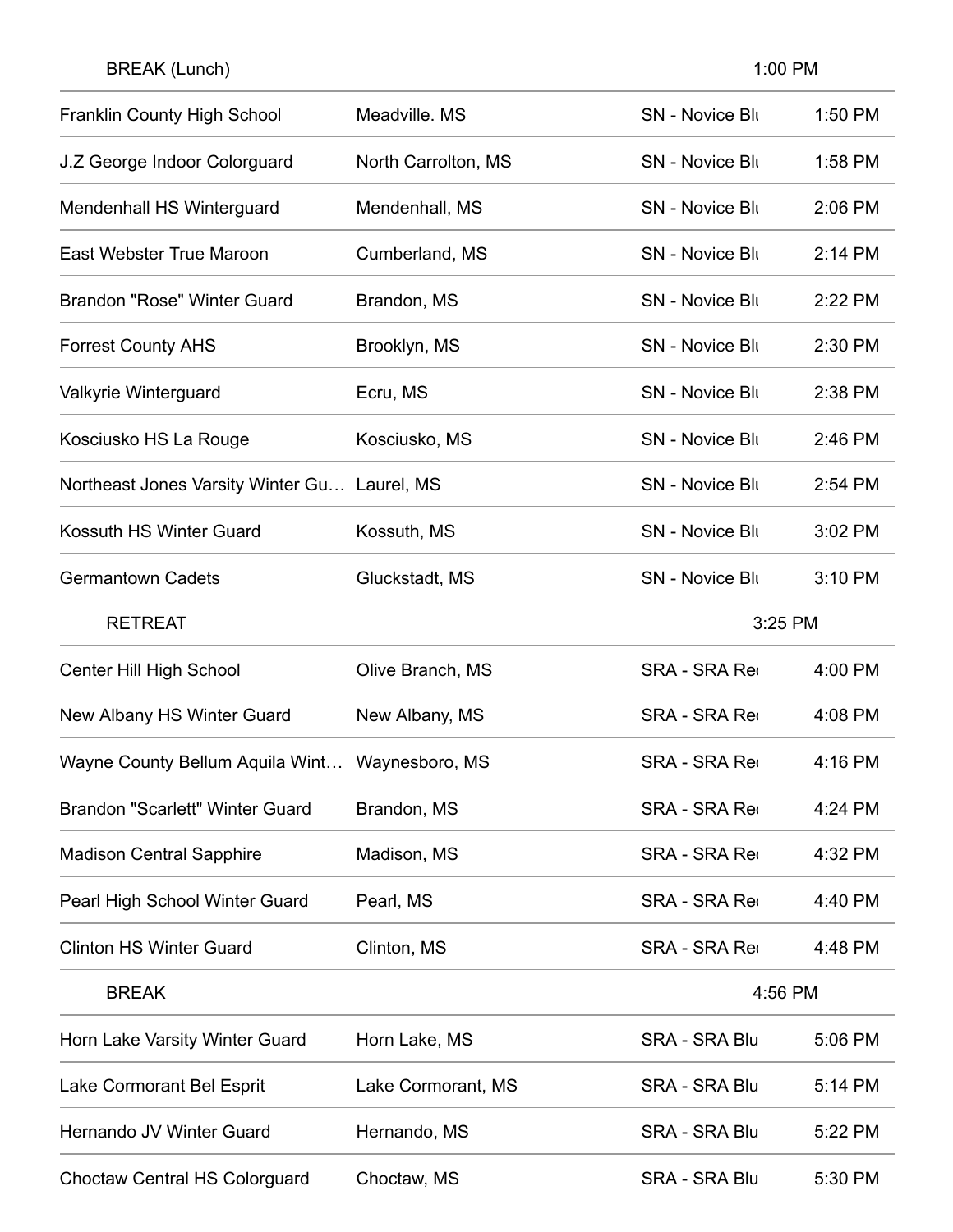| | | | |
|---|---|---|---|
| BREAK (Lunch) | | | 1:00 PM |
| Franklin County High School | Meadville. MS | SN - Novice Blu | 1:50 PM |
| J.Z George Indoor Colorguard | North Carrolton, MS | SN - Novice Blu | 1:58 PM |
| Mendenhall HS Winterguard | Mendenhall, MS | SN - Novice Blu | 2:06 PM |
| East Webster True Maroon | Cumberland, MS | SN - Novice Blu | 2:14 PM |
| Brandon "Rose" Winter Guard | Brandon, MS | SN - Novice Blu | 2:22 PM |
| Forrest County AHS | Brooklyn, MS | SN - Novice Blu | 2:30 PM |
| Valkyrie Winterguard | Ecru, MS | SN - Novice Blu | 2:38 PM |
| Kosciusko HS La Rouge | Kosciusko, MS | SN - Novice Blu | 2:46 PM |
| Northeast Jones Varsity Winter Gu… | Laurel, MS | SN - Novice Blu | 2:54 PM |
| Kossuth HS Winter Guard | Kossuth, MS | SN - Novice Blu | 3:02 PM |
| Germantown Cadets | Gluckstadt, MS | SN - Novice Blu | 3:10 PM |
| RETREAT | | | 3:25 PM |
| Center Hill High School | Olive Branch, MS | SRA - SRA Re | 4:00 PM |
| New Albany HS Winter Guard | New Albany, MS | SRA - SRA Re | 4:08 PM |
| Wayne County Bellum Aquila Wint… | Waynesboro, MS | SRA - SRA Re | 4:16 PM |
| Brandon "Scarlett" Winter Guard | Brandon, MS | SRA - SRA Re | 4:24 PM |
| Madison Central Sapphire | Madison, MS | SRA - SRA Re | 4:32 PM |
| Pearl High School Winter Guard | Pearl, MS | SRA - SRA Re | 4:40 PM |
| Clinton HS Winter Guard | Clinton, MS | SRA - SRA Re | 4:48 PM |
| BREAK | | | 4:56 PM |
| Horn Lake Varsity Winter Guard | Horn Lake, MS | SRA - SRA Blu | 5:06 PM |
| Lake Cormorant Bel Esprit | Lake Cormorant, MS | SRA - SRA Blu | 5:14 PM |
| Hernando JV Winter Guard | Hernando, MS | SRA - SRA Blu | 5:22 PM |
| Choctaw Central HS Colorguard | Choctaw, MS | SRA - SRA Blu | 5:30 PM |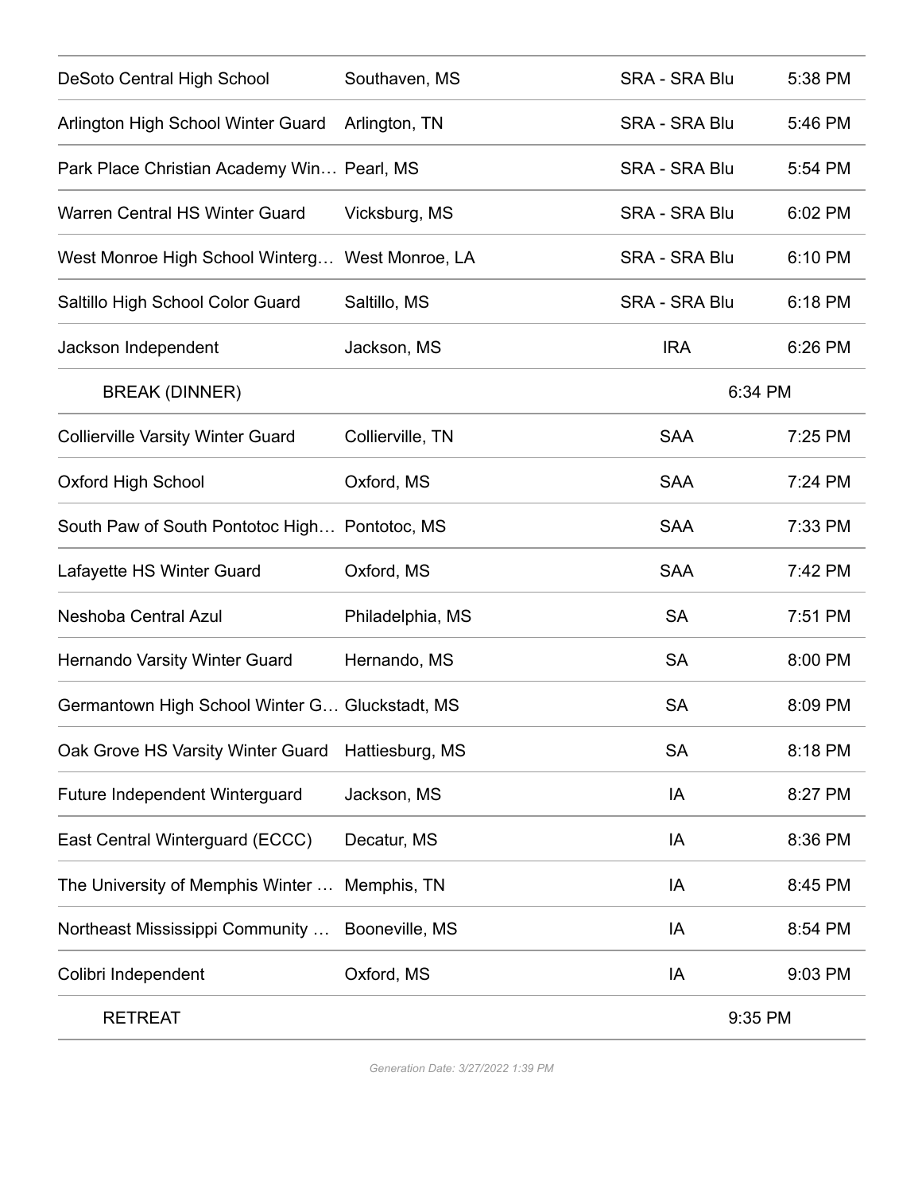| | | | |
|---|---|---|---|
| DeSoto Central High School | Southaven, MS | SRA - SRA Blu | 5:38 PM |
| Arlington High School Winter Guard | Arlington, TN | SRA - SRA Blu | 5:46 PM |
| Park Place Christian Academy Win… | Pearl, MS | SRA - SRA Blu | 5:54 PM |
| Warren Central HS Winter Guard | Vicksburg, MS | SRA - SRA Blu | 6:02 PM |
| West Monroe High School Winterg… | West Monroe, LA | SRA - SRA Blu | 6:10 PM |
| Saltillo High School Color Guard | Saltillo, MS | SRA - SRA Blu | 6:18 PM |
| Jackson Independent | Jackson, MS | IRA | 6:26 PM |
| BREAK (DINNER) | | 6:34 PM | |
| Collierville Varsity Winter Guard | Collierville, TN | SAA | 7:25 PM |
| Oxford High School | Oxford, MS | SAA | 7:24 PM |
| South Paw of South Pontotoc High… | Pontotoc, MS | SAA | 7:33 PM |
| Lafayette HS Winter Guard | Oxford, MS | SAA | 7:42 PM |
| Neshoba Central Azul | Philadelphia, MS | SA | 7:51 PM |
| Hernando Varsity Winter Guard | Hernando, MS | SA | 8:00 PM |
| Germantown High School Winter G… | Gluckstadt, MS | SA | 8:09 PM |
| Oak Grove HS Varsity Winter Guard | Hattiesburg, MS | SA | 8:18 PM |
| Future Independent Winterguard | Jackson, MS | IA | 8:27 PM |
| East Central Winterguard (ECCC) | Decatur, MS | IA | 8:36 PM |
| The University of Memphis Winter … | Memphis, TN | IA | 8:45 PM |
| Northeast Mississippi Community … | Booneville, MS | IA | 8:54 PM |
| Colibri Independent | Oxford, MS | IA | 9:03 PM |
| RETREAT | | 9:35 PM | |

*Generation Date: 3/27/2022 1:39 PM*